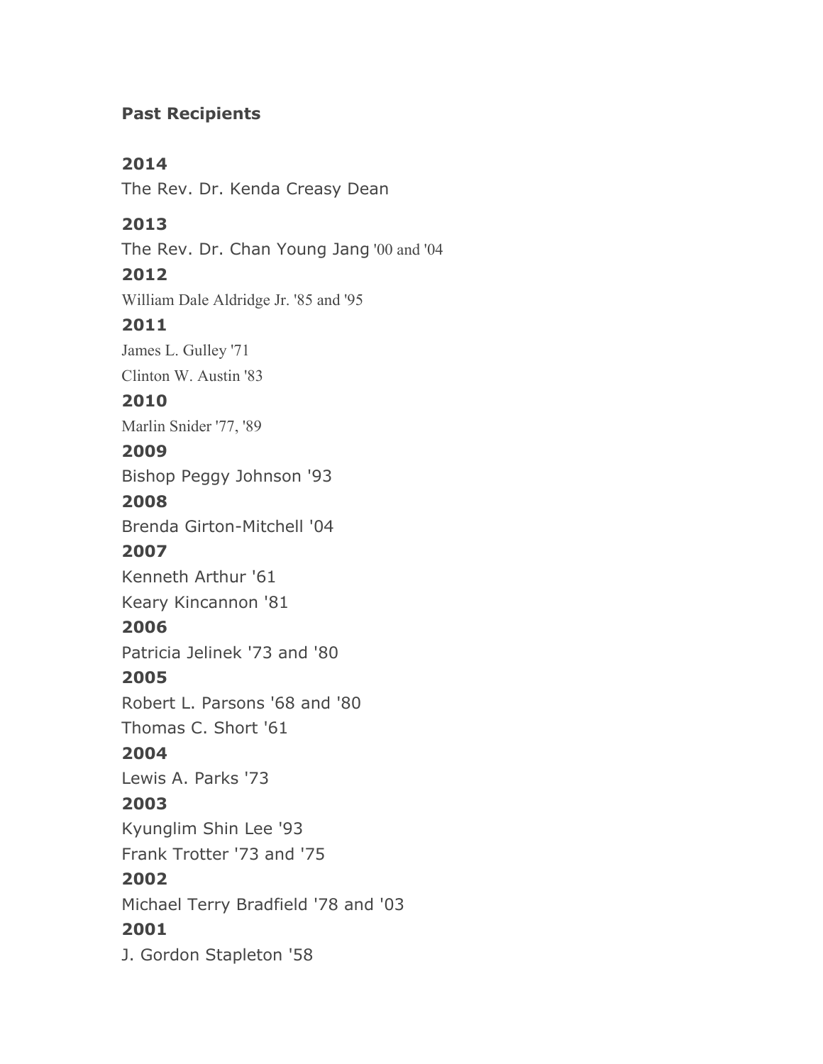**Past Recipients**

**2014**

The Rev. Dr. Kenda Creasy Dean

**2013**

The Rev. Dr. Chan Young Jang '00 and '04

**2012**

William Dale Aldridge Jr. '85 and '95

**2011**

James L. Gulley '71

Clinton W. Austin '83

**2010**

Marlin Snider '77, '89

**2009**

Bishop Peggy Johnson '93

**2008**

Brenda Girton-Mitchell '04

**2007**

Kenneth Arthur '61

Keary Kincannon '81

**2006**

Patricia Jelinek '73 and '80

**2005**

Robert L. Parsons '68 and '80

Thomas C. Short '61

**2004**

Lewis A. Parks '73

**2003**

Kyunglim Shin Lee '93

Frank Trotter '73 and '75

**2002**

Michael Terry Bradfield '78 and '03

**2001**

J. Gordon Stapleton '58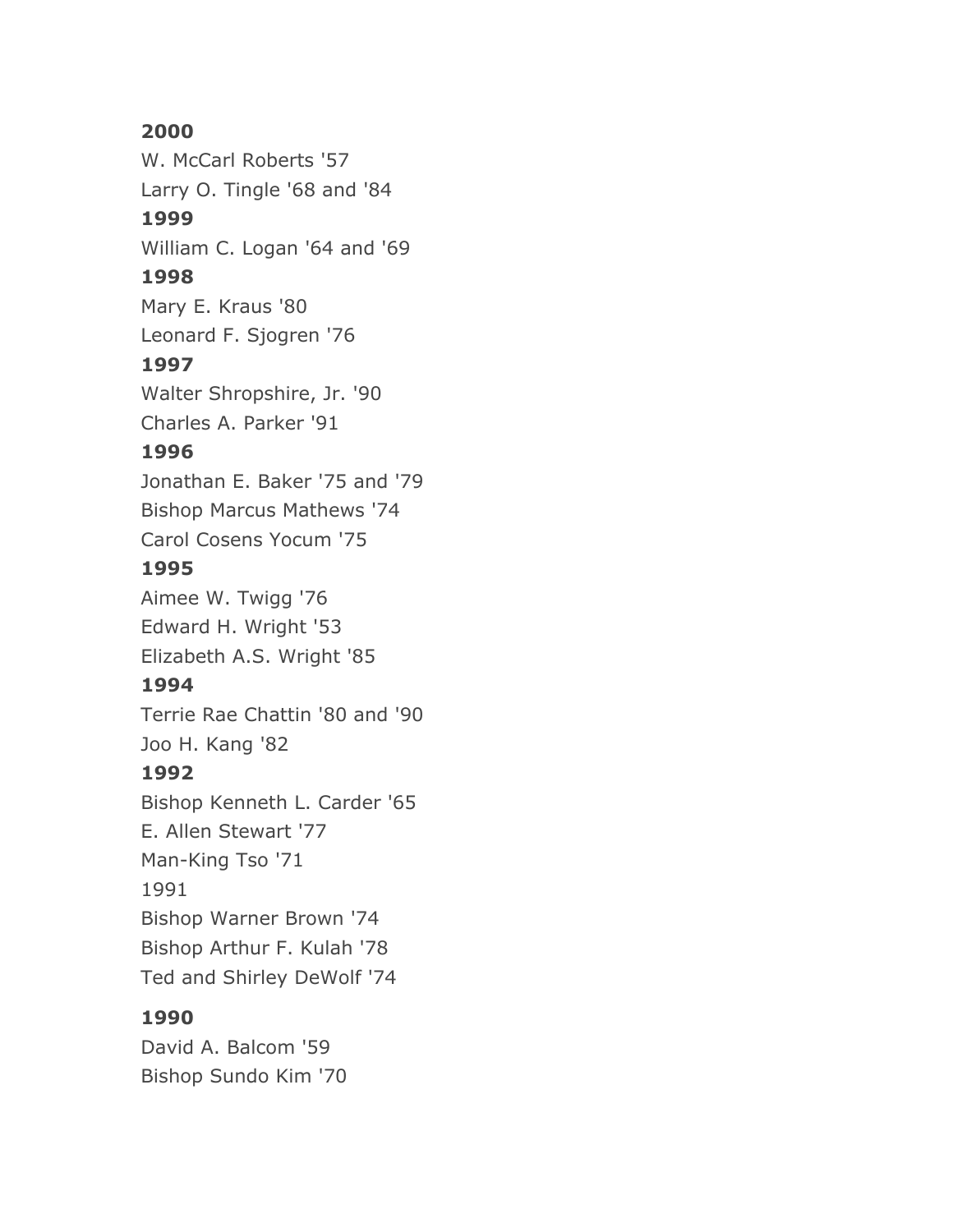**2000**

W. McCarl Roberts '57

Larry O. Tingle '68 and '84

**1999**

William C. Logan '64 and '69

**1998**

Mary E. Kraus '80

Leonard F. Sjogren '76

**1997**

Walter Shropshire, Jr. '90

Charles A. Parker '91

**1996**

Jonathan E. Baker '75 and '79

Bishop Marcus Mathews '74

Carol Cosens Yocum '75

**1995**

Aimee W. Twigg '76

Edward H. Wright '53

Elizabeth A.S. Wright '85

**1994**

Terrie Rae Chattin '80 and '90

Joo H. Kang '82

**1992**

Bishop Kenneth L. Carder '65

E. Allen Stewart '77

Man-King Tso '71

1991

Bishop Warner Brown '74

Bishop Arthur F. Kulah '78

Ted and Shirley DeWolf '74

**1990**

David A. Balcom '59

Bishop Sundo Kim '70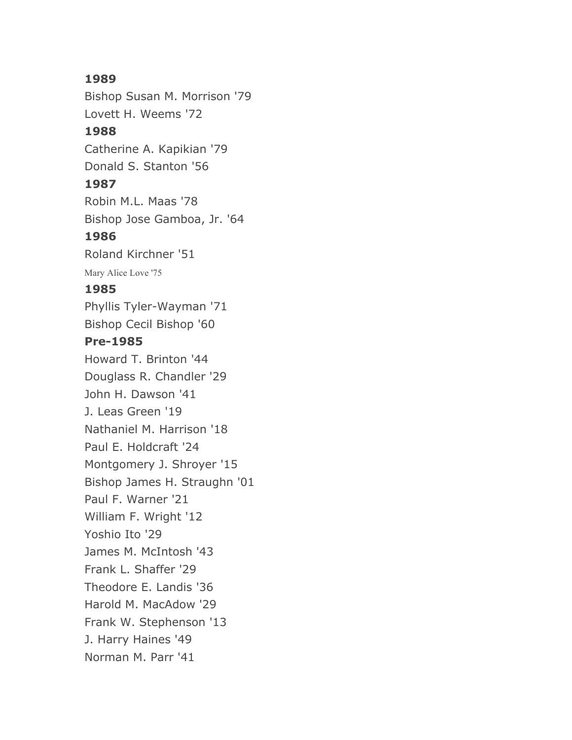**1989**

Bishop Susan M. Morrison '79

Lovett H. Weems '72

**1988**

Catherine A. Kapikian '79

Donald S. Stanton '56

**1987**

Robin M.L. Maas '78

Bishop Jose Gamboa, Jr. '64

**1986**

Roland Kirchner '51

Mary Alice Love '75

**1985**

Phyllis Tyler-Wayman '71

Bishop Cecil Bishop '60

**Pre-1985**

Howard T. Brinton '44

Douglass R. Chandler '29

John H. Dawson '41

J. Leas Green '19

Nathaniel M. Harrison '18

Paul E. Holdcraft '24

Montgomery J. Shroyer '15

Bishop James H. Straughn '01

Paul F. Warner '21

William F. Wright '12

Yoshio Ito '29

James M. McIntosh '43

Frank L. Shaffer '29

Theodore E. Landis '36

Harold M. MacAdow '29

Frank W. Stephenson '13

J. Harry Haines '49

Norman M. Parr '41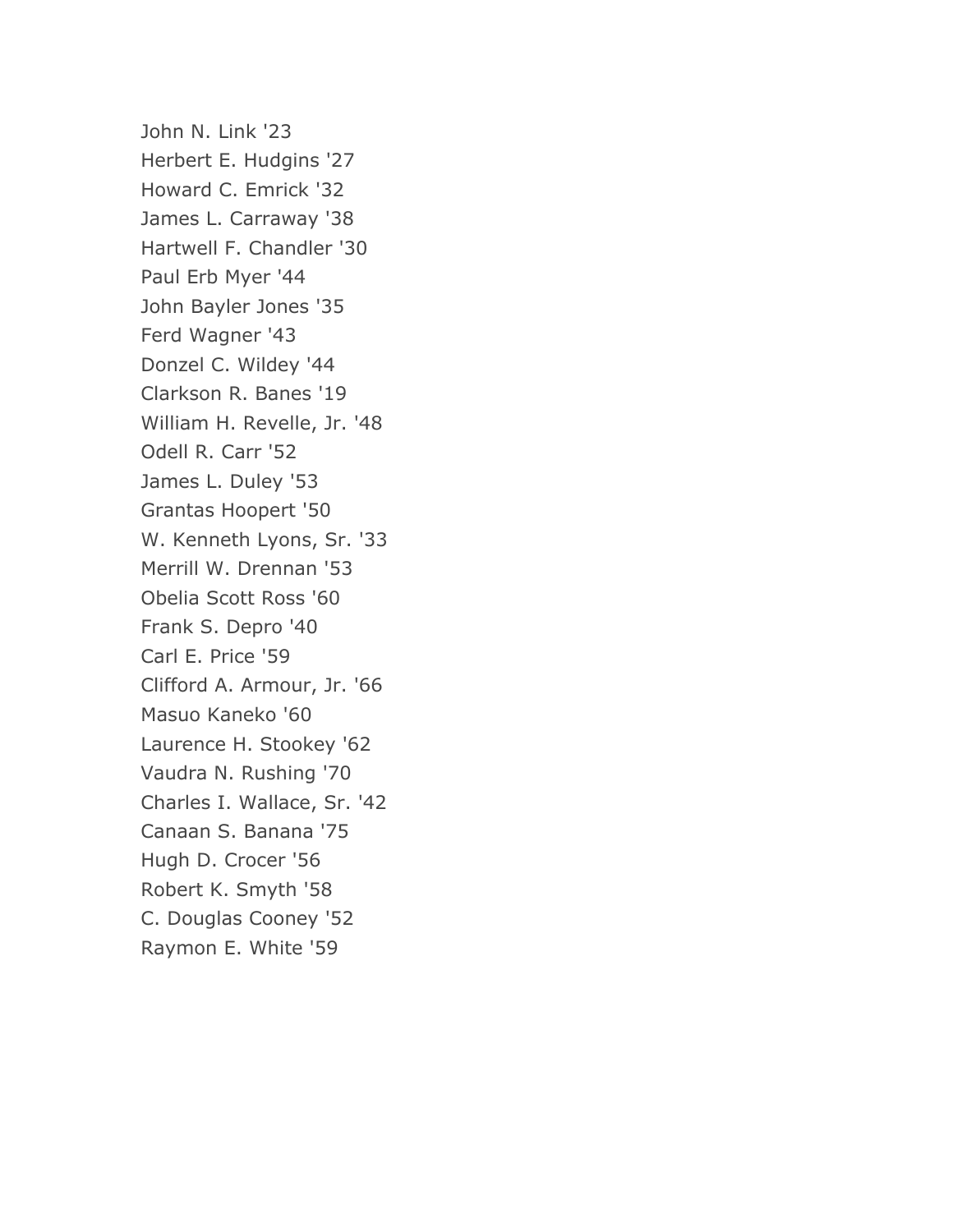John N. Link '23
Herbert E. Hudgins '27
Howard C. Emrick '32
James L. Carraway '38
Hartwell F. Chandler '30
Paul Erb Myer '44
John Bayler Jones '35
Ferd Wagner '43
Donzel C. Wildey '44
Clarkson R. Banes '19
William H. Revelle, Jr. '48
Odell R. Carr '52
James L. Duley '53
Grantas Hoopert '50
W. Kenneth Lyons, Sr. '33
Merrill W. Drennan '53
Obelia Scott Ross '60
Frank S. Depro '40
Carl E. Price '59
Clifford A. Armour, Jr. '66
Masuo Kaneko '60
Laurence H. Stookey '62
Vaudra N. Rushing '70
Charles I. Wallace, Sr. '42
Canaan S. Banana '75
Hugh D. Crocer '56
Robert K. Smyth '58
C. Douglas Cooney '52
Raymon E. White '59